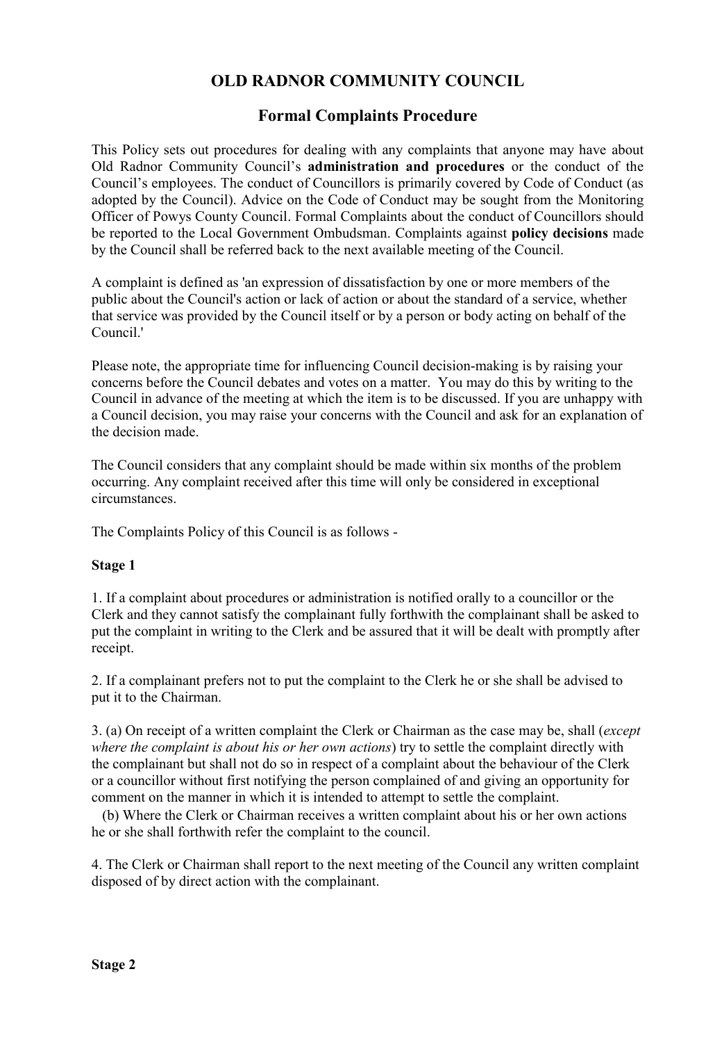# OLD RADNOR COMMUNITY COUNCIL

## Formal Complaints Procedure

This Policy sets out procedures for dealing with any complaints that anyone may have about Old Radnor Community Council's **administration and procedures** or the conduct of the Council's employees. The conduct of Councillors is primarily covered by Code of Conduct (as adopted by the Council). Advice on the Code of Conduct may be sought from the Monitoring Officer of Powys County Council. Formal Complaints about the conduct of Councillors should be reported to the Local Government Ombudsman. Complaints against **policy decisions** made by the Council shall be referred back to the next available meeting of the Council.

A complaint is defined as 'an expression of dissatisfaction by one or more members of the public about the Council's action or lack of action or about the standard of a service, whether that service was provided by the Council itself or by a person or body acting on behalf of the Council.'

Please note, the appropriate time for influencing Council decision-making is by raising your concerns before the Council debates and votes on a matter. You may do this by writing to the Council in advance of the meeting at which the item is to be discussed. If you are unhappy with a Council decision, you may raise your concerns with the Council and ask for an explanation of the decision made.

The Council considers that any complaint should be made within six months of the problem occurring. Any complaint received after this time will only be considered in exceptional circumstances.

The Complaints Policy of this Council is as follows -

**Stage 1**

1. If a complaint about procedures or administration is notified orally to a councillor or the Clerk and they cannot satisfy the complainant fully forthwith the complainant shall be asked to put the complaint in writing to the Clerk and be assured that it will be dealt with promptly after receipt.

2. If a complainant prefers not to put the complaint to the Clerk he or she shall be advised to put it to the Chairman.

3. (a) On receipt of a written complaint the Clerk or Chairman as the case may be, shall (*except where the complaint is about his or her own actions*) try to settle the complaint directly with the complainant but shall not do so in respect of a complaint about the behaviour of the Clerk or a councillor without first notifying the person complained of and giving an opportunity for comment on the manner in which it is intended to attempt to settle the complaint.

(b) Where the Clerk or Chairman receives a written complaint about his or her own actions he or she shall forthwith refer the complaint to the council.

4. The Clerk or Chairman shall report to the next meeting of the Council any written complaint disposed of by direct action with the complainant.

**Stage 2**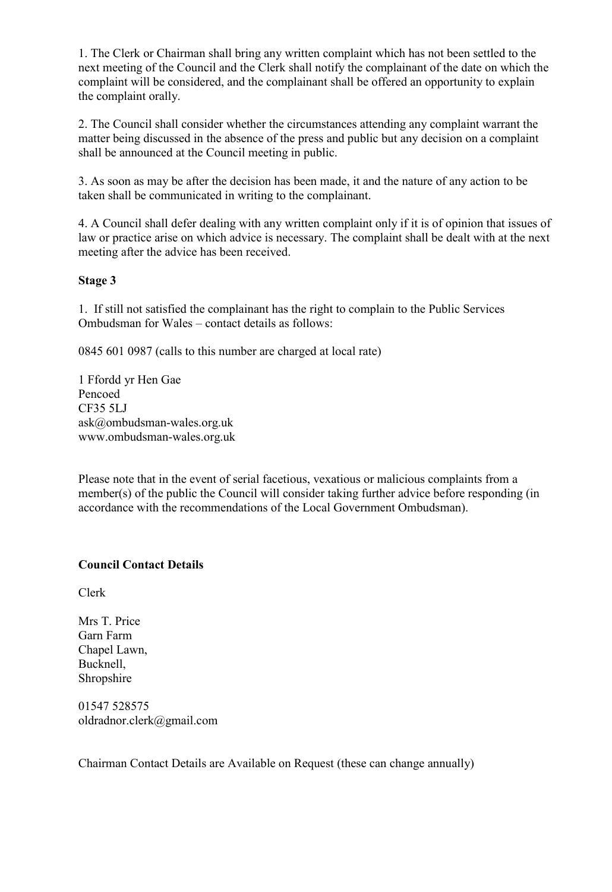1. The Clerk or Chairman shall bring any written complaint which has not been settled to the next meeting of the Council and the Clerk shall notify the complainant of the date on which the complaint will be considered, and the complainant shall be offered an opportunity to explain the complaint orally.

2. The Council shall consider whether the circumstances attending any complaint warrant the matter being discussed in the absence of the press and public but any decision on a complaint shall be announced at the Council meeting in public.

3. As soon as may be after the decision has been made, it and the nature of any action to be taken shall be communicated in writing to the complainant.

4. A Council shall defer dealing with any written complaint only if it is of opinion that issues of law or practice arise on which advice is necessary. The complaint shall be dealt with at the next meeting after the advice has been received.

**Stage 3**

1. If still not satisfied the complainant has the right to complain to the Public Services Ombudsman for Wales – contact details as follows:

0845 601 0987 (calls to this number are charged at local rate)

1 Ffordd yr Hen Gae
Pencoed
CF35 5LJ
ask@ombudsman-wales.org.uk
www.ombudsman-wales.org.uk

Please note that in the event of serial facetious, vexatious or malicious complaints from a member(s) of the public the Council will consider taking further advice before responding (in accordance with the recommendations of the Local Government Ombudsman).

**Council Contact Details**

Clerk

Mrs T. Price
Garn Farm
Chapel Lawn,
Bucknell,
Shropshire

01547 528575
oldradnor.clerk@gmail.com

Chairman Contact Details are Available on Request (these can change annually)